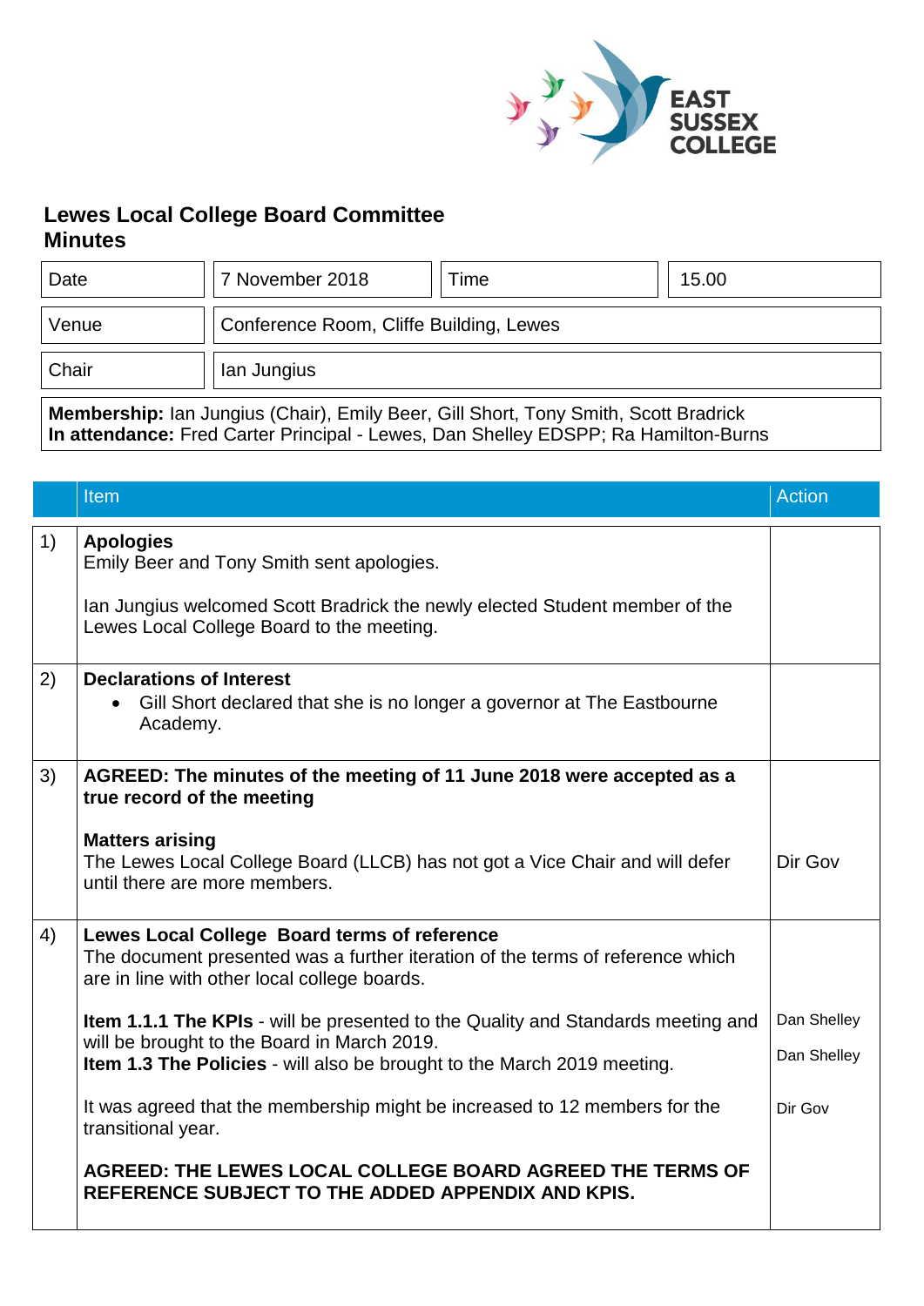# Lewes Local College Board Committee
## Minutes

| Date | 7 November 2018 | Time | 15.00 |
|---|---|---|---|
| Venue | Conference Room, Cliffe Building, Lewes | | |
| Chair | Ian Jungius | | |

**Membership:** Ian Jungius (Chair), Emily Beer, Gill Short, Tony Smith, Scott Bradrick
**In attendance:** Fred Carter Principal - Lewes, Dan Shelley EDSPP; Ra Hamilton-Burns

| | Item | Action |
|---|---|---|
| 1) | **Apologies**<br>Emily Beer and Tony Smith sent apologies.<br><br>Ian Jungius welcomed Scott Bradrick the newly elected Student member of the Lewes Local College Board to the meeting. | |
| 2) | **Declarations of Interest**<br>• Gill Short declared that she is no longer a governor at The Eastbourne Academy. | |
| 3) | **AGREED: The minutes of the meeting of 11 June 2018 were accepted as a true record of the meeting**<br><br>**Matters arising**<br>The Lewes Local College Board (LLCB) has not got a Vice Chair and will defer until there are more members. | Dir Gov |
| 4) | **Lewes Local College Board terms of reference**<br>The document presented was a further iteration of the terms of reference which are in line with other local college boards.<br><br>**Item 1.1.1 The KPIs** - will be presented to the Quality and Standards meeting and will be brought to the Board in March 2019.<br>**Item 1.3 The Policies** - will also be brought to the March 2019 meeting.<br><br>It was agreed that the membership might be increased to 12 members for the transitional year.<br><br>**AGREED: THE LEWES LOCAL COLLEGE BOARD AGREED THE TERMS OF REFERENCE SUBJECT TO THE ADDED APPENDIX AND KPIS.** | Dan Shelley<br><br>Dan Shelley<br><br>Dir Gov |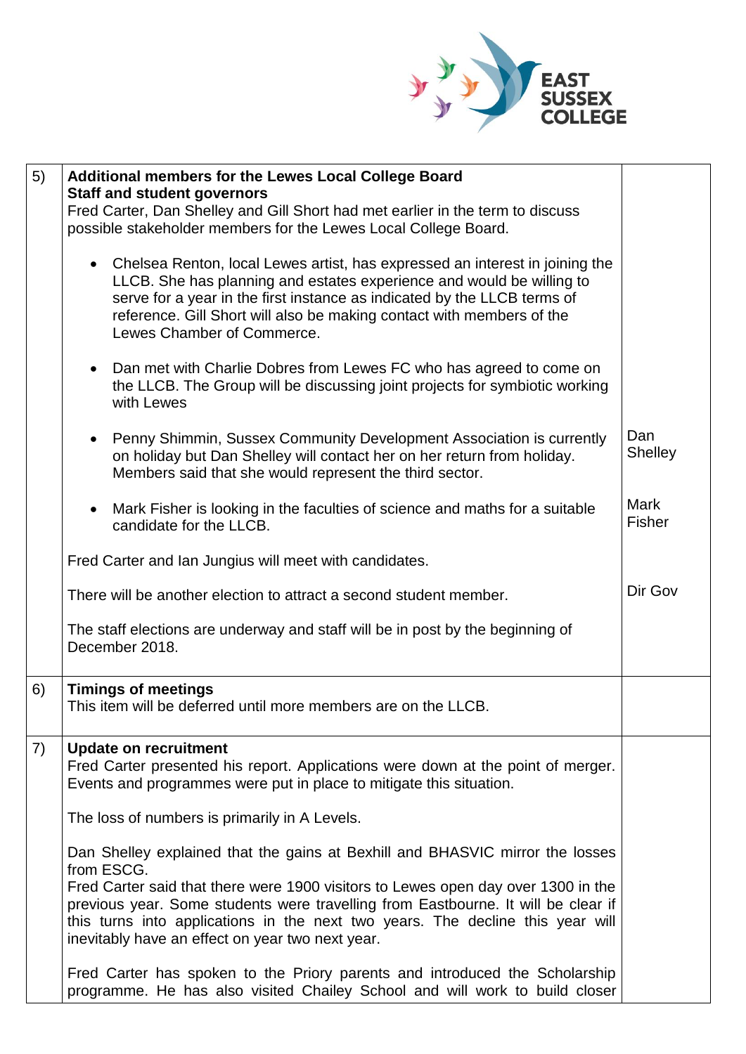| | | |
|---|---|---|
| 5) | **Additional members for the Lewes Local College Board**<br>**Staff and student governors**<br>Fred Carter, Dan Shelley and Gill Short had met earlier in the term to discuss possible stakeholder members for the Lewes Local College Board.<br><br>• Chelsea Renton, local Lewes artist, has expressed an interest in joining the LLCB. She has planning and estates experience and would be willing to serve for a year in the first instance as indicated by the LLCB terms of reference. Gill Short will also be making contact with members of the Lewes Chamber of Commerce.<br><br>• Dan met with Charlie Dobres from Lewes FC who has agreed to come on the LLCB. The Group will be discussing joint projects for symbiotic working with Lewes<br><br>• Penny Shimmin, Sussex Community Development Association is currently on holiday but Dan Shelley will contact her on her return from holiday. Members said that she would represent the third sector.<br><br>• Mark Fisher is looking in the faculties of science and maths for a suitable candidate for the LLCB.<br><br>Fred Carter and Ian Jungius will meet with candidates.<br><br>There will be another election to attract a second student member.<br><br>The staff elections are underway and staff will be in post by the beginning of December 2018. | Dan Shelley<br><br>Mark Fisher<br><br>Dir Gov |
| 6) | **Timings of meetings**<br>This item will be deferred until more members are on the LLCB. | |
| 7) | **Update on recruitment**<br>Fred Carter presented his report. Applications were down at the point of merger. Events and programmes were put in place to mitigate this situation.<br><br>The loss of numbers is primarily in A Levels.<br><br>Dan Shelley explained that the gains at Bexhill and BHASVIC mirror the losses from ESCG.<br>Fred Carter said that there were 1900 visitors to Lewes open day over 1300 in the previous year. Some students were travelling from Eastbourne. It will be clear if this turns into applications in the next two years. The decline this year will inevitably have an effect on year two next year.<br><br>Fred Carter has spoken to the Priory parents and introduced the Scholarship programme. He has also visited Chailey School and will work to build closer | |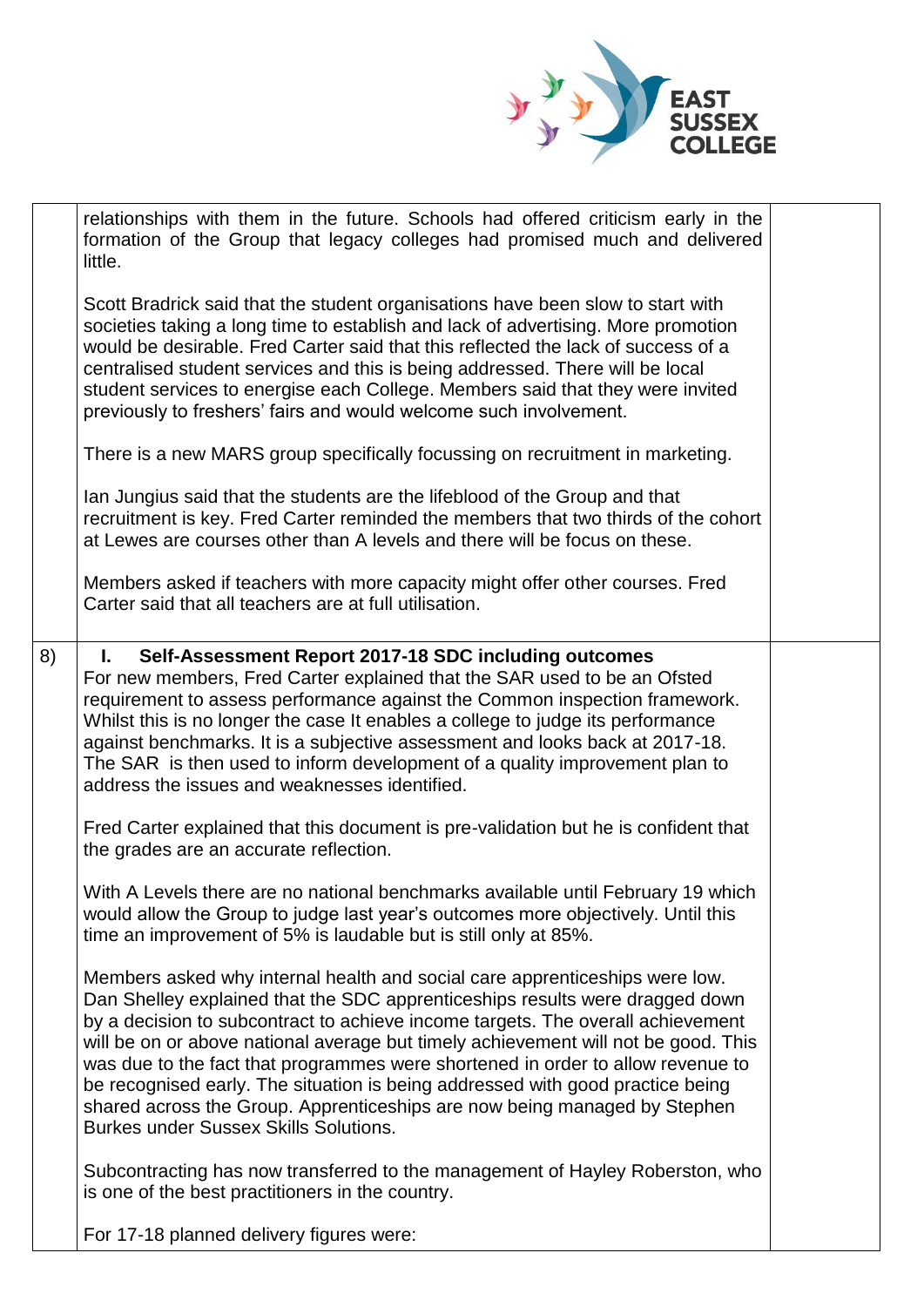| | | |
|---|---|---|
| | relationships with them in the future. Schools had offered criticism early in the formation of the Group that legacy colleges had promised much and delivered little.<br><br>Scott Bradrick said that the student organisations have been slow to start with societies taking a long time to establish and lack of advertising. More promotion would be desirable. Fred Carter said that this reflected the lack of success of a centralised student services and this is being addressed. There will be local student services to energise each College. Members said that they were invited previously to freshers' fairs and would welcome such involvement.<br><br>There is a new MARS group specifically focussing on recruitment in marketing.<br><br>Ian Jungius said that the students are the lifeblood of the Group and that recruitment is key. Fred Carter reminded the members that two thirds of the cohort at Lewes are courses other than A levels and there will be focus on these.<br><br>Members asked if teachers with more capacity might offer other courses. Fred Carter said that all teachers are at full utilisation. | |
| 8) | **I. Self-Assessment Report 2017-18 SDC including outcomes**<br>For new members, Fred Carter explained that the SAR used to be an Ofsted requirement to assess performance against the Common inspection framework. Whilst this is no longer the case It enables a college to judge its performance against benchmarks. It is a subjective assessment and looks back at 2017-18. The SAR is then used to inform development of a quality improvement plan to address the issues and weaknesses identified.<br><br>Fred Carter explained that this document is pre-validation but he is confident that the grades are an accurate reflection.<br><br>With A Levels there are no national benchmarks available until February 19 which would allow the Group to judge last year's outcomes more objectively. Until this time an improvement of 5% is laudable but is still only at 85%.<br><br>Members asked why internal health and social care apprenticeships were low. Dan Shelley explained that the SDC apprenticeships results were dragged down by a decision to subcontract to achieve income targets. The overall achievement will be on or above national average but timely achievement will not be good. This was due to the fact that programmes were shortened in order to allow revenue to be recognised early. The situation is being addressed with good practice being shared across the Group. Apprenticeships are now being managed by Stephen Burkes under Sussex Skills Solutions.<br><br>Subcontracting has now transferred to the management of Hayley Roberston, who is one of the best practitioners in the country.<br><br>For 17-18 planned delivery figures were: | |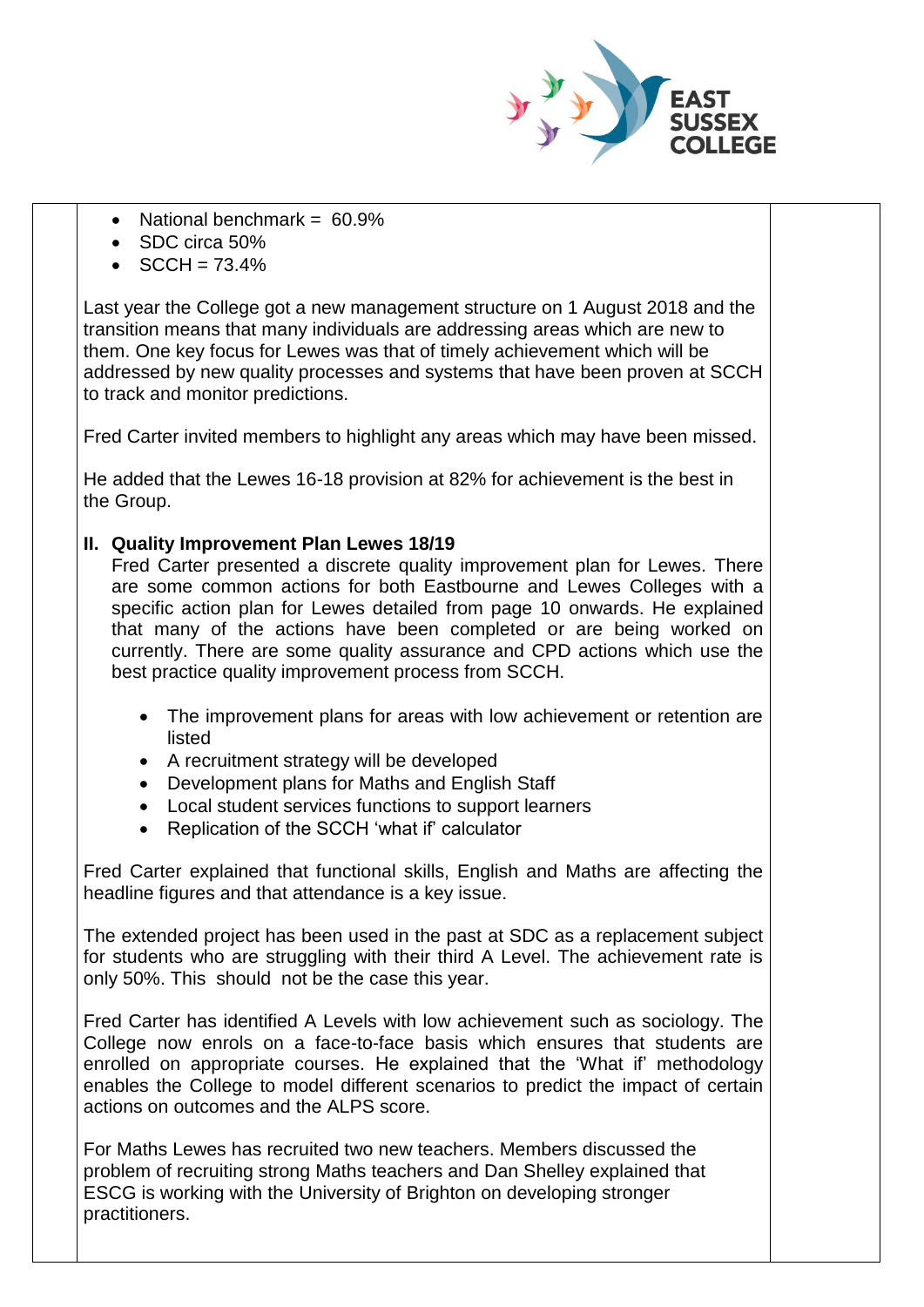- National benchmark = 60.9%
- SDC circa 50%
- SCCH = 73.4%

Last year the College got a new management structure on 1 August 2018 and the transition means that many individuals are addressing areas which are new to them. One key focus for Lewes was that of timely achievement which will be addressed by new quality processes and systems that have been proven at SCCH to track and monitor predictions.

Fred Carter invited members to highlight any areas which may have been missed.

He added that the Lewes 16-18 provision at 82% for achievement is the best in the Group.

**II. Quality Improvement Plan Lewes 18/19**

Fred Carter presented a discrete quality improvement plan for Lewes. There are some common actions for both Eastbourne and Lewes Colleges with a specific action plan for Lewes detailed from page 10 onwards. He explained that many of the actions have been completed or are being worked on currently. There are some quality assurance and CPD actions which use the best practice quality improvement process from SCCH.

- The improvement plans for areas with low achievement or retention are listed
- A recruitment strategy will be developed
- Development plans for Maths and English Staff
- Local student services functions to support learners
- Replication of the SCCH 'what if' calculator

Fred Carter explained that functional skills, English and Maths are affecting the headline figures and that attendance is a key issue.

The extended project has been used in the past at SDC as a replacement subject for students who are struggling with their third A Level. The achievement rate is only 50%. This should not be the case this year.

Fred Carter has identified A Levels with low achievement such as sociology. The College now enrols on a face-to-face basis which ensures that students are enrolled on appropriate courses. He explained that the 'What if' methodology enables the College to model different scenarios to predict the impact of certain actions on outcomes and the ALPS score.

For Maths Lewes has recruited two new teachers. Members discussed the problem of recruiting strong Maths teachers and Dan Shelley explained that ESCG is working with the University of Brighton on developing stronger practitioners.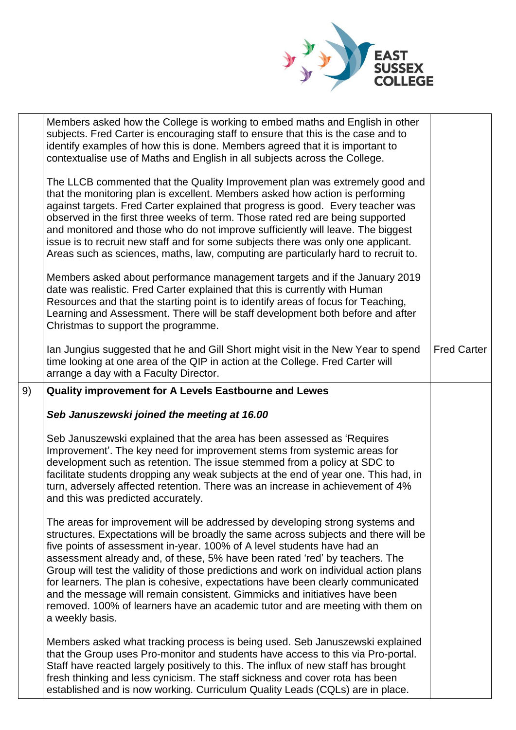| | | |
|---|---|---|
| | Members asked how the College is working to embed maths and English in other subjects. Fred Carter is encouraging staff to ensure that this is the case and to identify examples of how this is done. Members agreed that it is important to contextualise use of Maths and English in all subjects across the College.<br><br>The LLCB commented that the Quality Improvement plan was extremely good and that the monitoring plan is excellent. Members asked how action is performing against targets. Fred Carter explained that progress is good. Every teacher was observed in the first three weeks of term. Those rated red are being supported and monitored and those who do not improve sufficiently will leave. The biggest issue is to recruit new staff and for some subjects there was only one applicant. Areas such as sciences, maths, law, computing are particularly hard to recruit to.<br><br>Members asked about performance management targets and if the January 2019 date was realistic. Fred Carter explained that this is currently with Human Resources and that the starting point is to identify areas of focus for Teaching, Learning and Assessment. There will be staff development both before and after Christmas to support the programme.<br><br>Ian Jungius suggested that he and Gill Short might visit in the New Year to spend time looking at one area of the QIP in action at the College. Fred Carter will arrange a day with a Faculty Director. | Fred Carter |
| 9) | **Quality improvement for A Levels Eastbourne and Lewes**<br><br>***Seb Januszewski joined the meeting at 16.00***<br><br>Seb Januszewski explained that the area has been assessed as 'Requires Improvement'. The key need for improvement stems from systemic areas for development such as retention. The issue stemmed from a policy at SDC to facilitate students dropping any weak subjects at the end of year one. This had, in turn, adversely affected retention. There was an increase in achievement of 4% and this was predicted accurately.<br><br>The areas for improvement will be addressed by developing strong systems and structures. Expectations will be broadly the same across subjects and there will be five points of assessment in-year. 100% of A level students have had an assessment already and, of these, 5% have been rated 'red' by teachers. The Group will test the validity of those predictions and work on individual action plans for learners. The plan is cohesive, expectations have been clearly communicated and the message will remain consistent. Gimmicks and initiatives have been removed. 100% of learners have an academic tutor and are meeting with them on a weekly basis.<br><br>Members asked what tracking process is being used. Seb Januszewski explained that the Group uses Pro-monitor and students have access to this via Pro-portal. Staff have reacted largely positively to this. The influx of new staff has brought fresh thinking and less cynicism. The staff sickness and cover rota has been established and is now working. Curriculum Quality Leads (CQLs) are in place. | |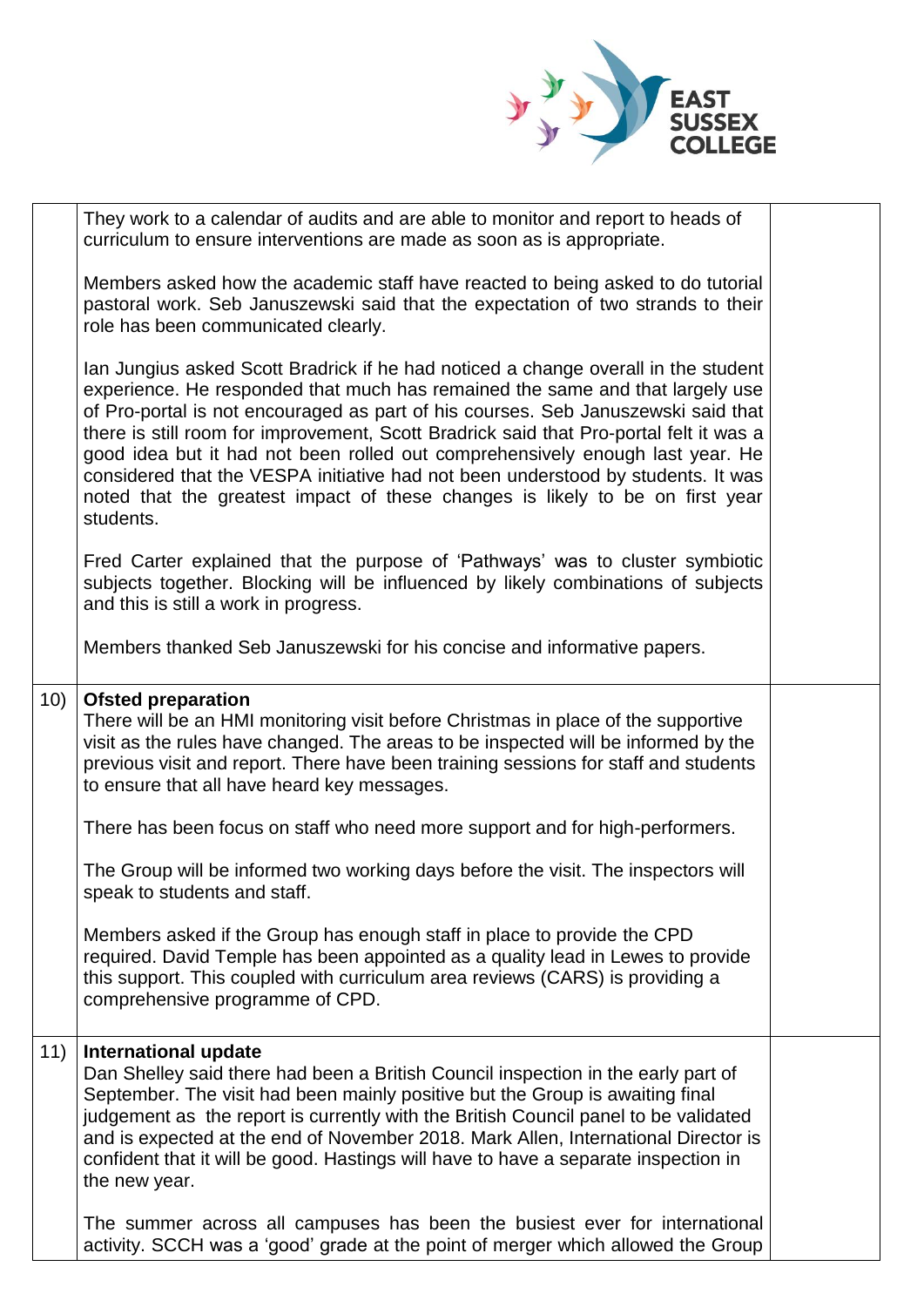| | | |
|---|---|---|
| | They work to a calendar of audits and are able to monitor and report to heads of curriculum to ensure interventions are made as soon as is appropriate.<br><br>Members asked how the academic staff have reacted to being asked to do tutorial pastoral work. Seb Januszewski said that the expectation of two strands to their role has been communicated clearly.<br><br>Ian Jungius asked Scott Bradrick if he had noticed a change overall in the student experience. He responded that much has remained the same and that largely use of Pro-portal is not encouraged as part of his courses. Seb Januszewski said that there is still room for improvement, Scott Bradrick said that Pro-portal felt it was a good idea but it had not been rolled out comprehensively enough last year. He considered that the VESPA initiative had not been understood by students. It was noted that the greatest impact of these changes is likely to be on first year students.<br><br>Fred Carter explained that the purpose of 'Pathways' was to cluster symbiotic subjects together. Blocking will be influenced by likely combinations of subjects and this is still a work in progress.<br><br>Members thanked Seb Januszewski for his concise and informative papers. | |
| 10) | **Ofsted preparation**<br>There will be an HMI monitoring visit before Christmas in place of the supportive visit as the rules have changed. The areas to be inspected will be informed by the previous visit and report. There have been training sessions for staff and students to ensure that all have heard key messages.<br><br>There has been focus on staff who need more support and for high-performers.<br><br>The Group will be informed two working days before the visit. The inspectors will speak to students and staff.<br><br>Members asked if the Group has enough staff in place to provide the CPD required. David Temple has been appointed as a quality lead in Lewes to provide this support. This coupled with curriculum area reviews (CARS) is providing a comprehensive programme of CPD. | |
| 11) | **International update**<br>Dan Shelley said there had been a British Council inspection in the early part of September. The visit had been mainly positive but the Group is awaiting final judgement as the report is currently with the British Council panel to be validated and is expected at the end of November 2018. Mark Allen, International Director is confident that it will be good. Hastings will have to have a separate inspection in the new year.<br><br>The summer across all campuses has been the busiest ever for international activity. SCCH was a 'good' grade at the point of merger which allowed the Group | |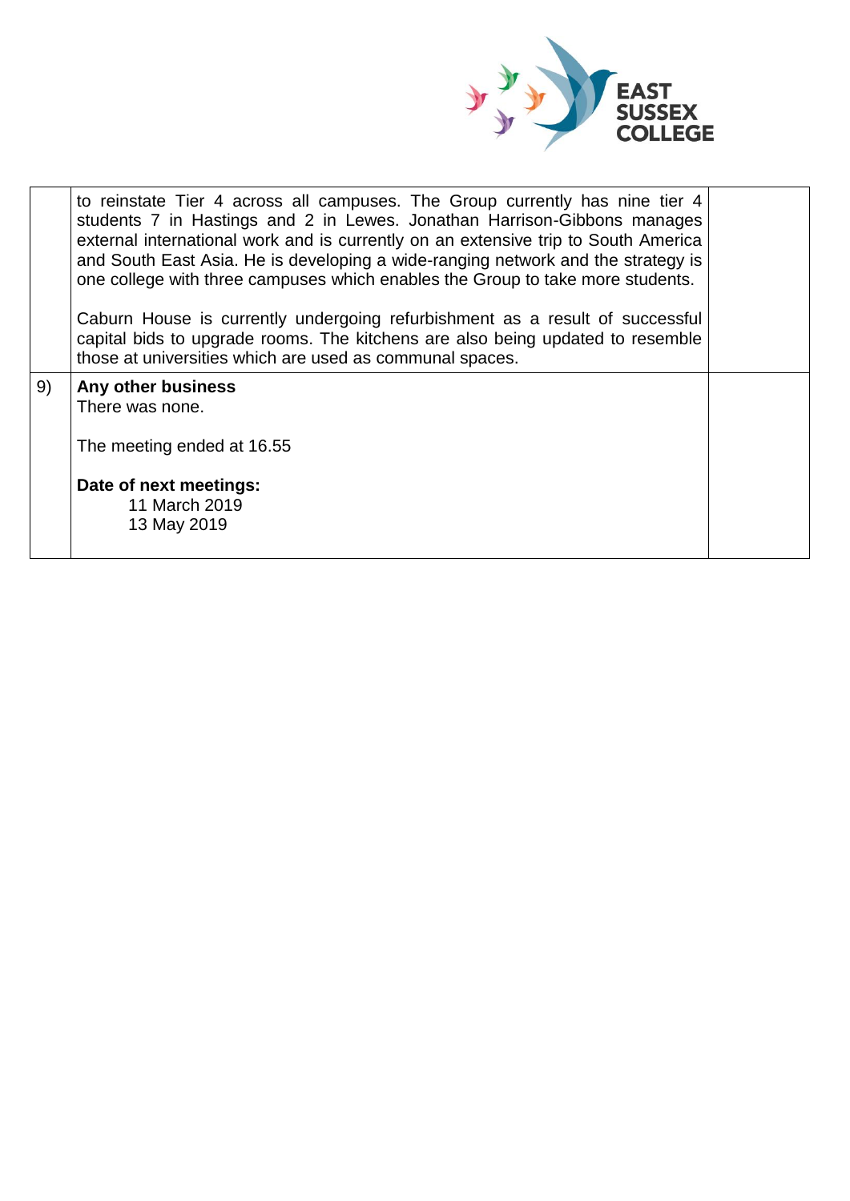| | | |
|---|---|---|
| | to reinstate Tier 4 across all campuses. The Group currently has nine tier 4 students 7 in Hastings and 2 in Lewes. Jonathan Harrison-Gibbons manages external international work and is currently on an extensive trip to South America and South East Asia. He is developing a wide-ranging network and the strategy is one college with three campuses which enables the Group to take more students.<br><br>Caburn House is currently undergoing refurbishment as a result of successful capital bids to upgrade rooms. The kitchens are also being updated to resemble those at universities which are used as communal spaces. | |
| 9) | **Any other business**<br>There was none.<br><br>The meeting ended at 16.55<br><br>**Date of next meetings:**<br>11 March 2019<br>13 May 2019 | |